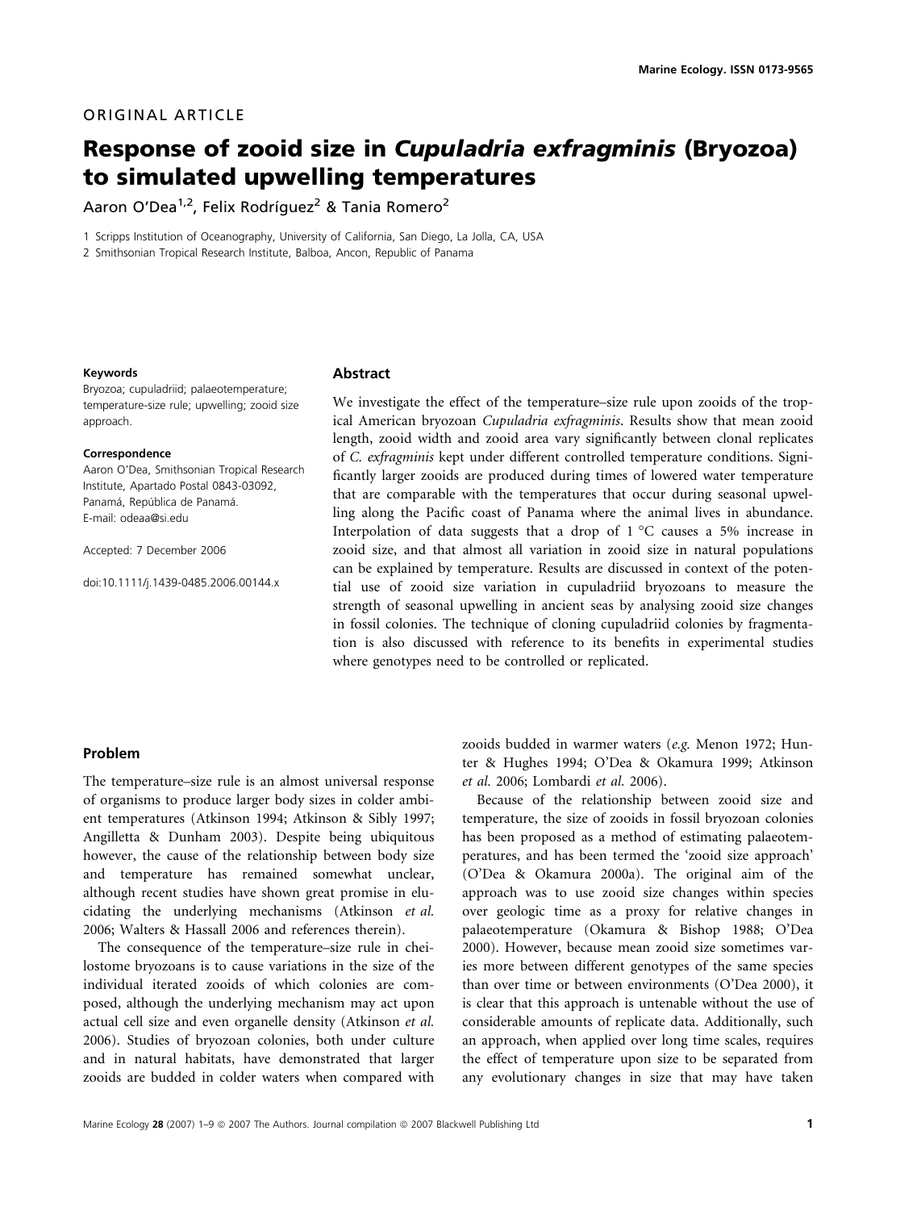ORIGINAL ARTICLE

# Response of zooid size in *Cupuladria exfragminis* (Bryozoa) to simulated upwelling temperatures

Aaron O'Dea[1,2], Felix Rodríguez[2] & Tania Romero[2]

1 Scripps Institution of Oceanography, University of California, San Diego, La Jolla, CA, USA

2 Smithsonian Tropical Research Institute, Balboa, Ancon, Republic of Panama

**Keywords**

Bryozoa; cupuladriid; palaeotemperature; temperature-size rule; upwelling; zooid size approach.

**Correspondence**

Aaron O'Dea, Smithsonian Tropical Research Institute, Apartado Postal 0843-03092, Panamá, República de Panamá.
E-mail: odeaa@si.edu

Accepted: 7 December 2006

doi:10.1111/j.1439-0485.2006.00144.x

## Abstract

We investigate the effect of the temperature–size rule upon zooids of the tropical American bryozoan *Cupuladria exfragminis*. Results show that mean zooid length, zooid width and zooid area vary significantly between clonal replicates of *C. exfragminis* kept under different controlled temperature conditions. Significantly larger zooids are produced during times of lowered water temperature that are comparable with the temperatures that occur during seasonal upwelling along the Pacific coast of Panama where the animal lives in abundance. Interpolation of data suggests that a drop of 1 °C causes a 5% increase in zooid size, and that almost all variation in zooid size in natural populations can be explained by temperature. Results are discussed in context of the potential use of zooid size variation in cupuladriid bryozoans to measure the strength of seasonal upwelling in ancient seas by analysing zooid size changes in fossil colonies. The technique of cloning cupuladriid colonies by fragmentation is also discussed with reference to its benefits in experimental studies where genotypes need to be controlled or replicated.

## Problem

The temperature–size rule is an almost universal response of organisms to produce larger body sizes in colder ambient temperatures (Atkinson 1994; Atkinson & Sibly 1997; Angilletta & Dunham 2003). Despite being ubiquitous however, the cause of the relationship between body size and temperature has remained somewhat unclear, although recent studies have shown great promise in elucidating the underlying mechanisms (Atkinson *et al.* 2006; Walters & Hassall 2006 and references therein).

The consequence of the temperature–size rule in cheilostome bryozoans is to cause variations in the size of the individual iterated zooids of which colonies are composed, although the underlying mechanism may act upon actual cell size and even organelle density (Atkinson *et al.* 2006). Studies of bryozoan colonies, both under culture and in natural habitats, have demonstrated that larger zooids are budded in colder waters when compared with zooids budded in warmer waters (*e.g.* Menon 1972; Hunter & Hughes 1994; O'Dea & Okamura 1999; Atkinson *et al.* 2006; Lombardi *et al.* 2006).

Because of the relationship between zooid size and temperature, the size of zooids in fossil bryozoan colonies has been proposed as a method of estimating palaeotemperatures, and has been termed the 'zooid size approach' (O'Dea & Okamura 2000a). The original aim of the approach was to use zooid size changes within species over geologic time as a proxy for relative changes in palaeotemperature (Okamura & Bishop 1988; O'Dea 2000). However, because mean zooid size sometimes varies more between different genotypes of the same species than over time or between environments (O'Dea 2000), it is clear that this approach is untenable without the use of considerable amounts of replicate data. Additionally, such an approach, when applied over long time scales, requires the effect of temperature upon size to be separated from any evolutionary changes in size that may have taken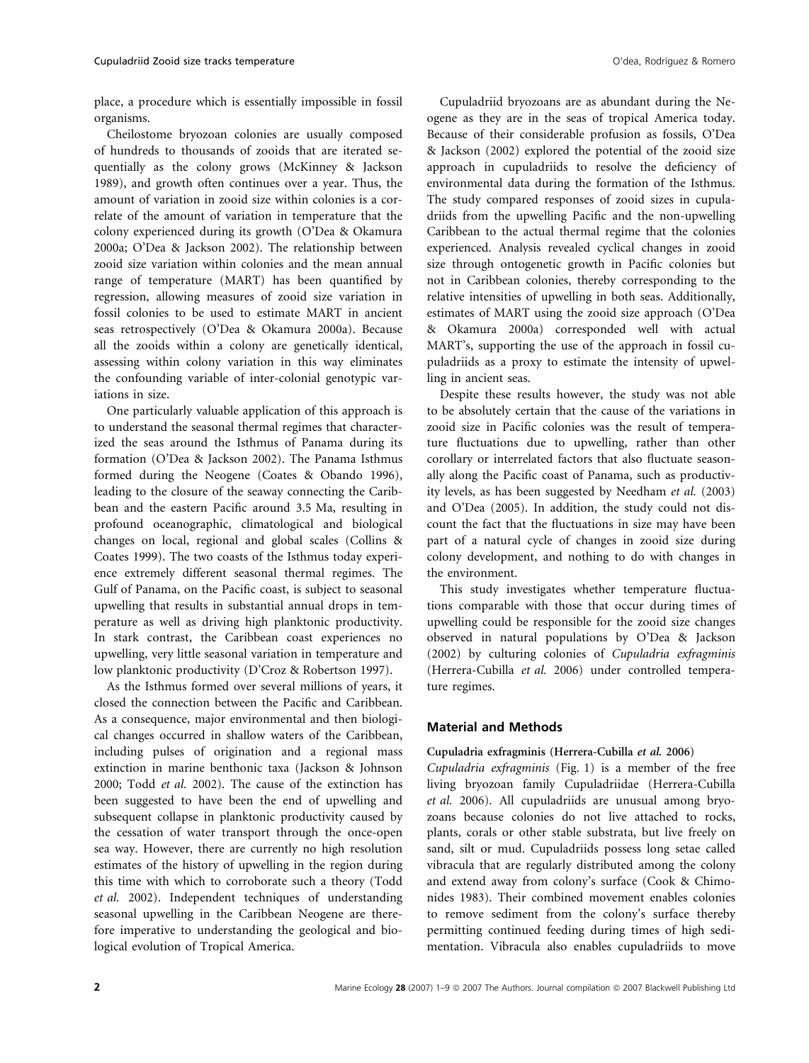place, a procedure which is essentially impossible in fossil organisms.

Cheilostome bryozoan colonies are usually composed of hundreds to thousands of zooids that are iterated sequentially as the colony grows (McKinney & Jackson 1989), and growth often continues over a year. Thus, the amount of variation in zooid size within colonies is a correlate of the amount of variation in temperature that the colony experienced during its growth (O'Dea & Okamura 2000a; O'Dea & Jackson 2002). The relationship between zooid size variation within colonies and the mean annual range of temperature (MART) has been quantified by regression, allowing measures of zooid size variation in fossil colonies to be used to estimate MART in ancient seas retrospectively (O'Dea & Okamura 2000a). Because all the zooids within a colony are genetically identical, assessing within colony variation in this way eliminates the confounding variable of inter-colonial genotypic variations in size.

One particularly valuable application of this approach is to understand the seasonal thermal regimes that characterized the seas around the Isthmus of Panama during its formation (O'Dea & Jackson 2002). The Panama Isthmus formed during the Neogene (Coates & Obando 1996), leading to the closure of the seaway connecting the Caribbean and the eastern Pacific around 3.5 Ma, resulting in profound oceanographic, climatological and biological changes on local, regional and global scales (Collins & Coates 1999). The two coasts of the Isthmus today experience extremely different seasonal thermal regimes. The Gulf of Panama, on the Pacific coast, is subject to seasonal upwelling that results in substantial annual drops in temperature as well as driving high planktonic productivity. In stark contrast, the Caribbean coast experiences no upwelling, very little seasonal variation in temperature and low planktonic productivity (D'Croz & Robertson 1997).

As the Isthmus formed over several millions of years, it closed the connection between the Pacific and Caribbean. As a consequence, major environmental and then biological changes occurred in shallow waters of the Caribbean, including pulses of origination and a regional mass extinction in marine benthonic taxa (Jackson & Johnson 2000; Todd *et al.* 2002). The cause of the extinction has been suggested to have been the end of upwelling and subsequent collapse in planktonic productivity caused by the cessation of water transport through the once-open sea way. However, there are currently no high resolution estimates of the history of upwelling in the region during this time with which to corroborate such a theory (Todd *et al.* 2002). Independent techniques of understanding seasonal upwelling in the Caribbean Neogene are therefore imperative to understanding the geological and biological evolution of Tropical America.

Cupuladriid bryozoans are as abundant during the Neogene as they are in the seas of tropical America today. Because of their considerable profusion as fossils, O'Dea & Jackson (2002) explored the potential of the zooid size approach in cupuladriids to resolve the deficiency of environmental data during the formation of the Isthmus. The study compared responses of zooid sizes in cupuladriids from the upwelling Pacific and the non-upwelling Caribbean to the actual thermal regime that the colonies experienced. Analysis revealed cyclical changes in zooid size through ontogenetic growth in Pacific colonies but not in Caribbean colonies, thereby corresponding to the relative intensities of upwelling in both seas. Additionally, estimates of MART using the zooid size approach (O'Dea & Okamura 2000a) corresponded well with actual MART's, supporting the use of the approach in fossil cupuladriids as a proxy to estimate the intensity of upwelling in ancient seas.

Despite these results however, the study was not able to be absolutely certain that the cause of the variations in zooid size in Pacific colonies was the result of temperature fluctuations due to upwelling, rather than other corollary or interrelated factors that also fluctuate seasonally along the Pacific coast of Panama, such as productivity levels, as has been suggested by Needham *et al.* (2003) and O'Dea (2005). In addition, the study could not discount the fact that the fluctuations in size may have been part of a natural cycle of changes in zooid size during colony development, and nothing to do with changes in the environment.

This study investigates whether temperature fluctuations comparable with those that occur during times of upwelling could be responsible for the zooid size changes observed in natural populations by O'Dea & Jackson (2002) by culturing colonies of *Cupuladria exfragminis* (Herrera-Cubilla *et al.* 2006) under controlled temperature regimes.

## Material and Methods

### Cupuladria exfragminis (Herrera-Cubilla *et al.* 2006)

*Cupuladria exfragminis* (Fig. 1) is a member of the free living bryozoan family Cupuladriidae (Herrera-Cubilla *et al.* 2006). All cupuladriids are unusual among bryozoans because colonies do not live attached to rocks, plants, corals or other stable substrata, but live freely on sand, silt or mud. Cupuladriids possess long setae called vibracula that are regularly distributed among the colony and extend away from colony's surface (Cook & Chimonides 1983). Their combined movement enables colonies to remove sediment from the colony's surface thereby permitting continued feeding during times of high sedimentation. Vibracula also enables cupuladriids to move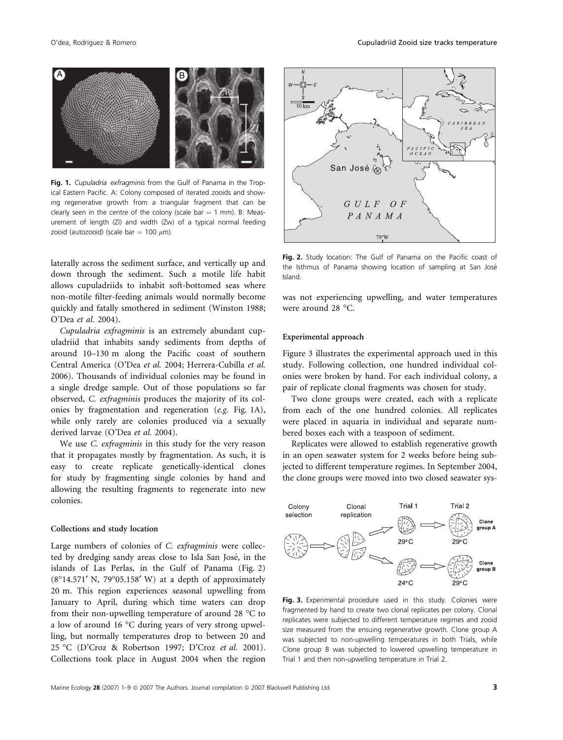**Fig. 1.** *Cupuladria exfragminis* from the Gulf of Panama in the Tropical Eastern Pacific. A: Colony composed of iterated zooids and showing regenerative growth from a triangular fragment that can be clearly seen in the centre of the colony (scale bar = 1 mm). B: Measurement of length (Zl) and width (Zw) of a typical normal feeding zooid (autozooid) (scale bar = 100 μm).

**Fig. 2.** Study location: The Gulf of Panama on the Pacific coast of the Isthmus of Panama showing location of sampling at San José Island.

laterally across the sediment surface, and vertically up and down through the sediment. Such a motile life habit allows cupuladriids to inhabit soft-bottomed seas where non-motile filter-feeding animals would normally become quickly and fatally smothered in sediment (Winston 1988; O'Dea *et al.* 2004).

*Cupuladria exfragminis* is an extremely abundant cupuladriid that inhabits sandy sediments from depths of around 10–130 m along the Pacific coast of southern Central America (O'Dea *et al.* 2004; Herrera-Cubilla *et al.* 2006). Thousands of individual colonies may be found in a single dredge sample. Out of those populations so far observed, *C. exfragminis* produces the majority of its colonies by fragmentation and regeneration (*e.g.* Fig. 1A), while only rarely are colonies produced via a sexually derived larvae (O'Dea *et al.* 2004).

We use *C. exfragminis* in this study for the very reason that it propagates mostly by fragmentation. As such, it is easy to create replicate genetically-identical clones for study by fragmenting single colonies by hand and allowing the resulting fragments to regenerate into new colonies.

### Collections and study location

Large numbers of colonies of *C. exfragminis* were collected by dredging sandy areas close to Isla San José, in the islands of Las Perlas, in the Gulf of Panama (Fig. 2) (8°14.571′ N, 79°05.158′ W) at a depth of approximately 20 m. This region experiences seasonal upwelling from January to April, during which time waters can drop from their non-upwelling temperature of around 28 °C to a low of around 16 °C during years of very strong upwelling, but normally temperatures drop to between 20 and 25 °C (D'Croz & Robertson 1997; D'Croz *et al.* 2001). Collections took place in August 2004 when the region was not experiencing upwelling, and water temperatures were around 28 °C.

### Experimental approach

Figure 3 illustrates the experimental approach used in this study. Following collection, one hundred individual colonies were broken by hand. For each individual colony, a pair of replicate clonal fragments was chosen for study.

Two clone groups were created, each with a replicate from each of the one hundred colonies. All replicates were placed in aquaria in individual and separate numbered boxes each with a teaspoon of sediment.

Replicates were allowed to establish regenerative growth in an open seawater system for 2 weeks before being subjected to different temperature regimes. In September 2004, the clone groups were moved into two closed seawater sys-

**Fig. 3.** Experimental procedure used in this study. Colonies were fragmented by hand to create two clonal replicates per colony. Clonal replicates were subjected to different temperature regimes and zooid size measured from the ensuing regenerative growth. Clone group A was subjected to non-upwelling temperatures in both Trials, while Clone group B was subjected to lowered upwelling temperature in Trial 1 and then non-upwelling temperature in Trial 2.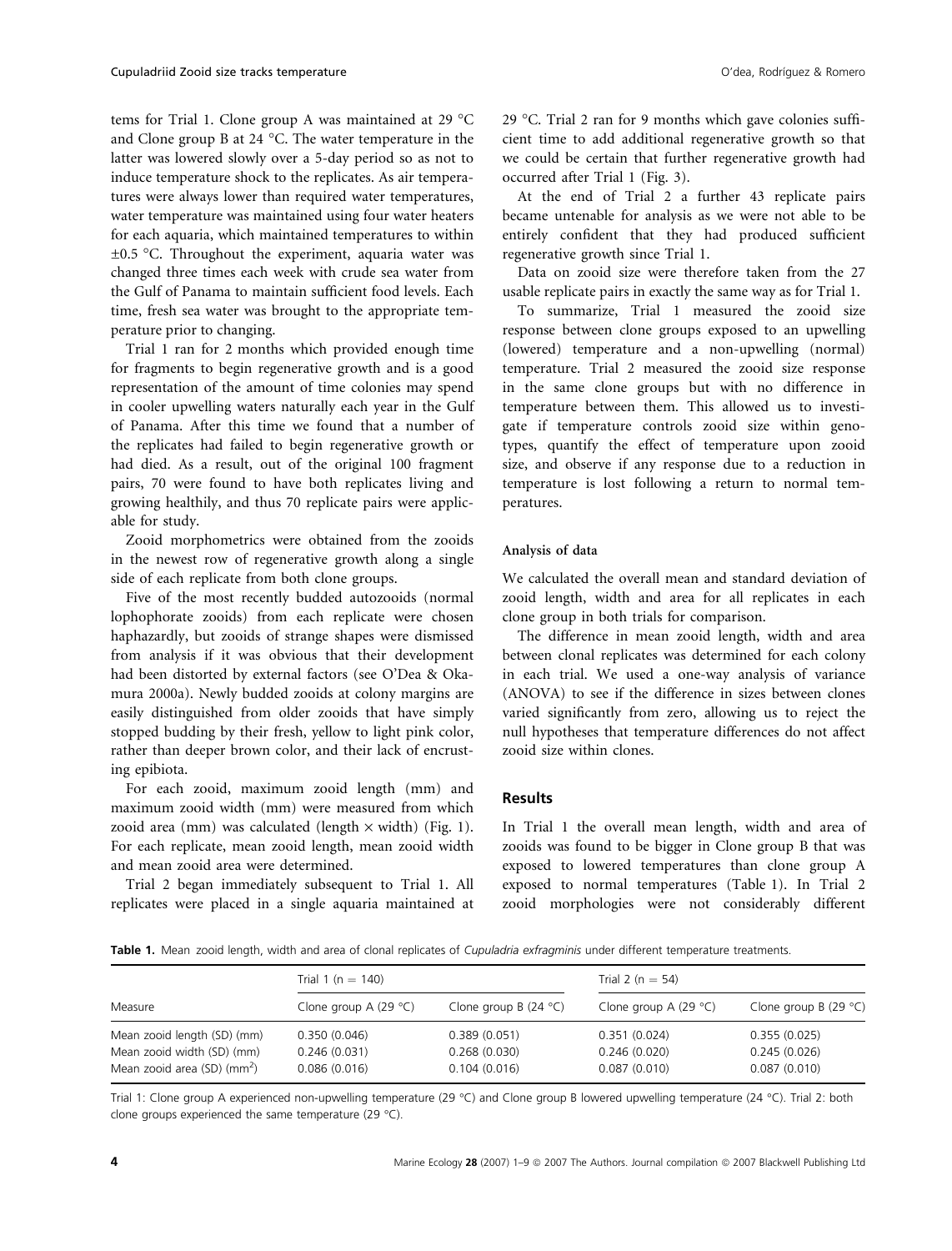tems for Trial 1. Clone group A was maintained at 29 °C and Clone group B at 24 °C. The water temperature in the latter was lowered slowly over a 5-day period so as not to induce temperature shock to the replicates. As air temperatures were always lower than required water temperatures, water temperature was maintained using four water heaters for each aquaria, which maintained temperatures to within ±0.5 °C. Throughout the experiment, aquaria water was changed three times each week with crude sea water from the Gulf of Panama to maintain sufficient food levels. Each time, fresh sea water was brought to the appropriate temperature prior to changing.

Trial 1 ran for 2 months which provided enough time for fragments to begin regenerative growth and is a good representation of the amount of time colonies may spend in cooler upwelling waters naturally each year in the Gulf of Panama. After this time we found that a number of the replicates had failed to begin regenerative growth or had died. As a result, out of the original 100 fragment pairs, 70 were found to have both replicates living and growing healthily, and thus 70 replicate pairs were applicable for study.

Zooid morphometrics were obtained from the zooids in the newest row of regenerative growth along a single side of each replicate from both clone groups.

Five of the most recently budded autozooids (normal lophophorate zooids) from each replicate were chosen haphazardly, but zooids of strange shapes were dismissed from analysis if it was obvious that their development had been distorted by external factors (see O'Dea & Okamura 2000a). Newly budded zooids at colony margins are easily distinguished from older zooids that have simply stopped budding by their fresh, yellow to light pink color, rather than deeper brown color, and their lack of encrusting epibiota.

For each zooid, maximum zooid length (mm) and maximum zooid width (mm) were measured from which zooid area (mm) was calculated (length × width) (Fig. 1). For each replicate, mean zooid length, mean zooid width and mean zooid area were determined.

Trial 2 began immediately subsequent to Trial 1. All replicates were placed in a single aquaria maintained at 29 °C. Trial 2 ran for 9 months which gave colonies sufficient time to add additional regenerative growth so that we could be certain that further regenerative growth had occurred after Trial 1 (Fig. 3).

At the end of Trial 2 a further 43 replicate pairs became untenable for analysis as we were not able to be entirely confident that they had produced sufficient regenerative growth since Trial 1.

Data on zooid size were therefore taken from the 27 usable replicate pairs in exactly the same way as for Trial 1.

To summarize, Trial 1 measured the zooid size response between clone groups exposed to an upwelling (lowered) temperature and a non-upwelling (normal) temperature. Trial 2 measured the zooid size response in the same clone groups but with no difference in temperature between them. This allowed us to investigate if temperature controls zooid size within genotypes, quantify the effect of temperature upon zooid size, and observe if any response due to a reduction in temperature is lost following a return to normal temperatures.

#### Analysis of data

We calculated the overall mean and standard deviation of zooid length, width and area for all replicates in each clone group in both trials for comparison.

The difference in mean zooid length, width and area between clonal replicates was determined for each colony in each trial. We used a one-way analysis of variance (ANOVA) to see if the difference in sizes between clones varied significantly from zero, allowing us to reject the null hypotheses that temperature differences do not affect zooid size within clones.

## Results

In Trial 1 the overall mean length, width and area of zooids was found to be bigger in Clone group B that was exposed to lowered temperatures than clone group A exposed to normal temperatures (Table 1). In Trial 2 zooid morphologies were not considerably different

**Table 1.** Mean zooid length, width and area of clonal replicates of *Cupuladria exfragminis* under different temperature treatments.

| Measure | Trial 1 ($n = 140$) | | Trial 2 ($n = 54$) | |
|---|---|---|---|---|
| | Clone group A (29 °C) | Clone group B (24 °C) | Clone group A (29 °C) | Clone group B (29 °C) |
| Mean zooid length (SD) (mm) | 0.350 (0.046) | 0.389 (0.051) | 0.351 (0.024) | 0.355 (0.025) |
| Mean zooid width (SD) (mm) | 0.246 (0.031) | 0.268 (0.030) | 0.246 (0.020) | 0.245 (0.026) |
| Mean zooid area (SD) (mm$^2$) | 0.086 (0.016) | 0.104 (0.016) | 0.087 (0.010) | 0.087 (0.010) |

Trial 1: Clone group A experienced non-upwelling temperature (29 °C) and Clone group B lowered upwelling temperature (24 °C). Trial 2: both clone groups experienced the same temperature (29 °C).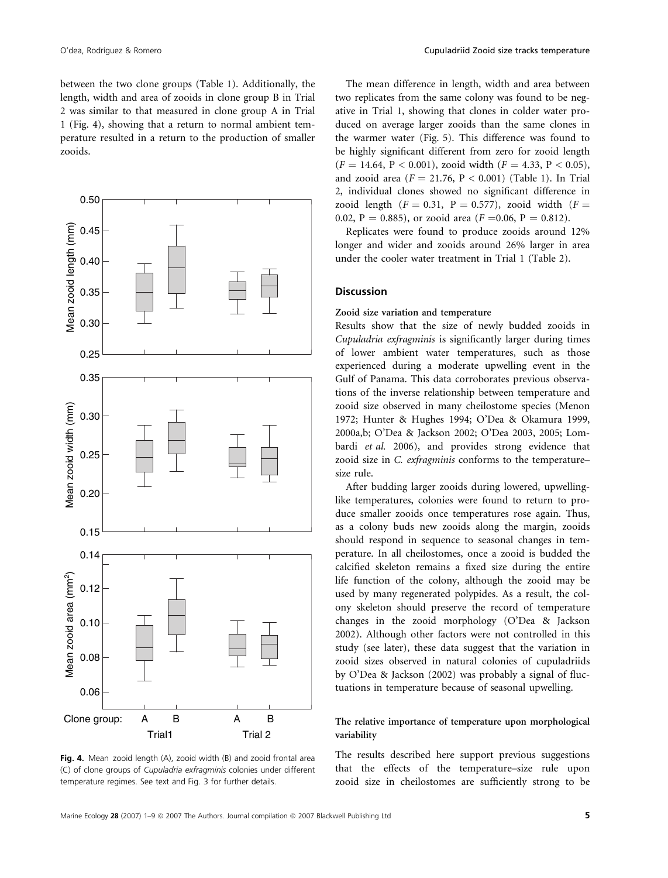between the two clone groups (Table 1). Additionally, the length, width and area of zooids in clone group B in Trial 2 was similar to that measured in clone group A in Trial 1 (Fig. 4), showing that a return to normal ambient temperature resulted in a return to the production of smaller zooids.

**Fig. 4.** Mean zooid length (A), zooid width (B) and zooid frontal area (C) of clone groups of *Cupuladria exfragminis* colonies under different temperature regimes. See text and Fig. 3 for further details.

The mean difference in length, width and area between two replicates from the same colony was found to be negative in Trial 1, showing that clones in colder water produced on average larger zooids than the same clones in the warmer water (Fig. 5). This difference was found to be highly significant different from zero for zooid length ($F = 14.64$, $P < 0.001$), zooid width ($F = 4.33$, $P < 0.05$), and zooid area ($F = 21.76$, $P < 0.001$) (Table 1). In Trial 2, individual clones showed no significant difference in zooid length ($F = 0.31$, $P = 0.577$), zooid width ($F = 0.02$, $P = 0.885$), or zooid area ($F = 0.06$, $P = 0.812$).

Replicates were found to produce zooids around 12% longer and wider and zooids around 26% larger in area under the cooler water treatment in Trial 1 (Table 2).

## Discussion

### Zooid size variation and temperature

Results show that the size of newly budded zooids in *Cupuladria exfragminis* is significantly larger during times of lower ambient water temperatures, such as those experienced during a moderate upwelling event in the Gulf of Panama. This data corroborates previous observations of the inverse relationship between temperature and zooid size observed in many cheilostome species (Menon 1972; Hunter & Hughes 1994; O'Dea & Okamura 1999, 2000a,b; O'Dea & Jackson 2002; O'Dea 2003, 2005; Lombardi *et al.* 2006), and provides strong evidence that zooid size in *C. exfragminis* conforms to the temperature–size rule.

After budding larger zooids during lowered, upwelling-like temperatures, colonies were found to return to produce smaller zooids once temperatures rose again. Thus, as a colony buds new zooids along the margin, zooids should respond in sequence to seasonal changes in temperature. In all cheilostomes, once a zooid is budded the calcified skeleton remains a fixed size during the entire life function of the colony, although the zooid may be used by many regenerated polypides. As a result, the colony skeleton should preserve the record of temperature changes in the zooid morphology (O'Dea & Jackson 2002). Although other factors were not controlled in this study (see later), these data suggest that the variation in zooid sizes observed in natural colonies of cupuladriids by O'Dea & Jackson (2002) was probably a signal of fluctuations in temperature because of seasonal upwelling.

### The relative importance of temperature upon morphological variability

The results described here support previous suggestions that the effects of the temperature–size rule upon zooid size in cheilostomes are sufficiently strong to be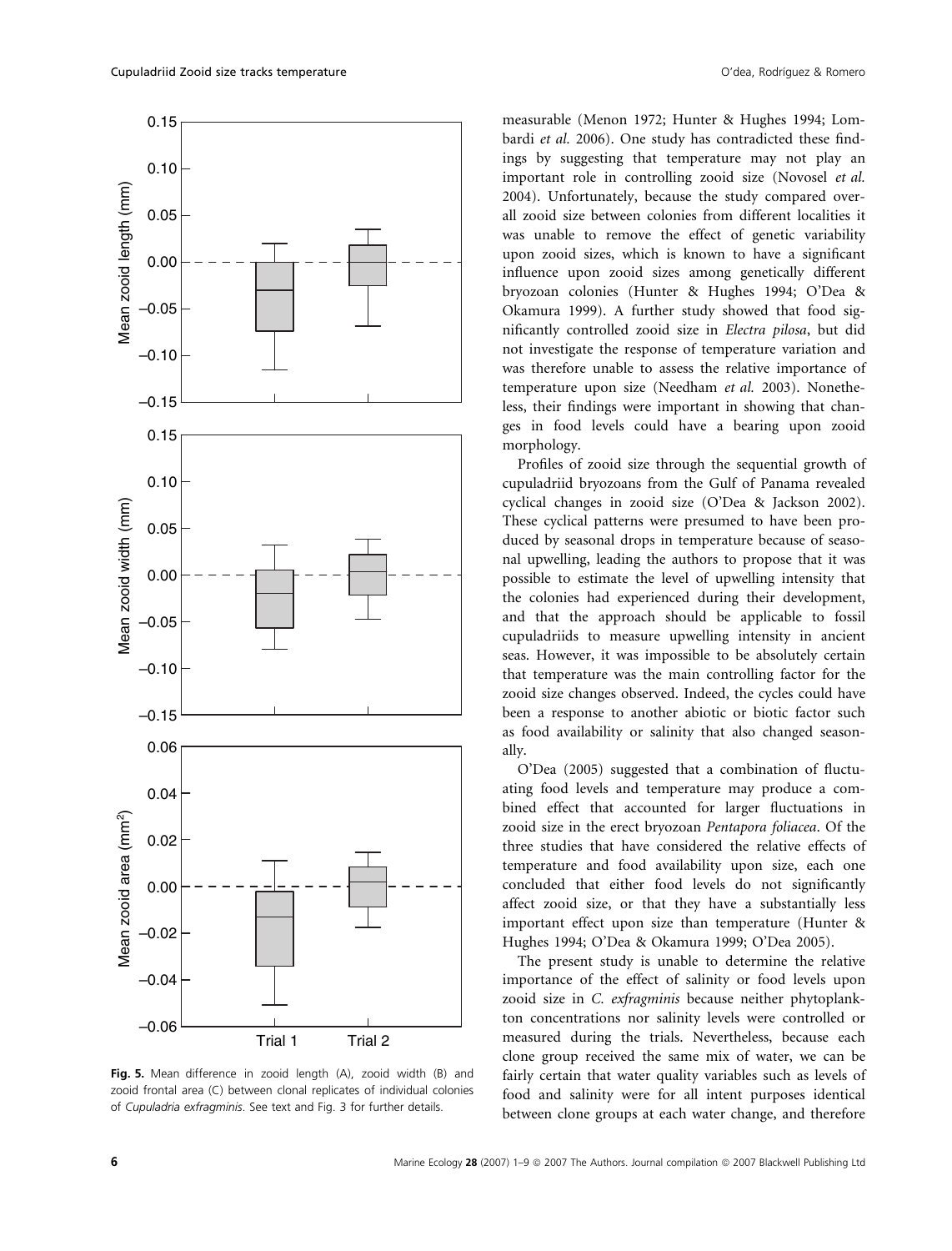Fig. 5. Mean difference in zooid length (A), zooid width (B) and zooid frontal area (C) between clonal replicates of individual colonies of *Cupuladria exfragminis*. See text and Fig. 3 for further details.

measurable (Menon 1972; Hunter & Hughes 1994; Lombardi *et al.* 2006). One study has contradicted these findings by suggesting that temperature may not play an important role in controlling zooid size (Novosel *et al.* 2004). Unfortunately, because the study compared overall zooid size between colonies from different localities it was unable to remove the effect of genetic variability upon zooid sizes, which is known to have a significant influence upon zooid sizes among genetically different bryozoan colonies (Hunter & Hughes 1994; O'Dea & Okamura 1999). A further study showed that food significantly controlled zooid size in *Electra pilosa*, but did not investigate the response of temperature variation and was therefore unable to assess the relative importance of temperature upon size (Needham *et al.* 2003). Nonetheless, their findings were important in showing that changes in food levels could have a bearing upon zooid morphology.

Profiles of zooid size through the sequential growth of cupuladriid bryozoans from the Gulf of Panama revealed cyclical changes in zooid size (O'Dea & Jackson 2002). These cyclical patterns were presumed to have been produced by seasonal drops in temperature because of seasonal upwelling, leading the authors to propose that it was possible to estimate the level of upwelling intensity that the colonies had experienced during their development, and that the approach should be applicable to fossil cupuladriids to measure upwelling intensity in ancient seas. However, it was impossible to be absolutely certain that temperature was the main controlling factor for the zooid size changes observed. Indeed, the cycles could have been a response to another abiotic or biotic factor such as food availability or salinity that also changed seasonally.

O'Dea (2005) suggested that a combination of fluctuating food levels and temperature may produce a combined effect that accounted for larger fluctuations in zooid size in the erect bryozoan *Pentapora foliacea*. Of the three studies that have considered the relative effects of temperature and food availability upon size, each one concluded that either food levels do not significantly affect zooid size, or that they have a substantially less important effect upon size than temperature (Hunter & Hughes 1994; O'Dea & Okamura 1999; O'Dea 2005).

The present study is unable to determine the relative importance of the effect of salinity or food levels upon zooid size in *C. exfragminis* because neither phytoplankton concentrations nor salinity levels were controlled or measured during the trials. Nevertheless, because each clone group received the same mix of water, we can be fairly certain that water quality variables such as levels of food and salinity were for all intent purposes identical between clone groups at each water change, and therefore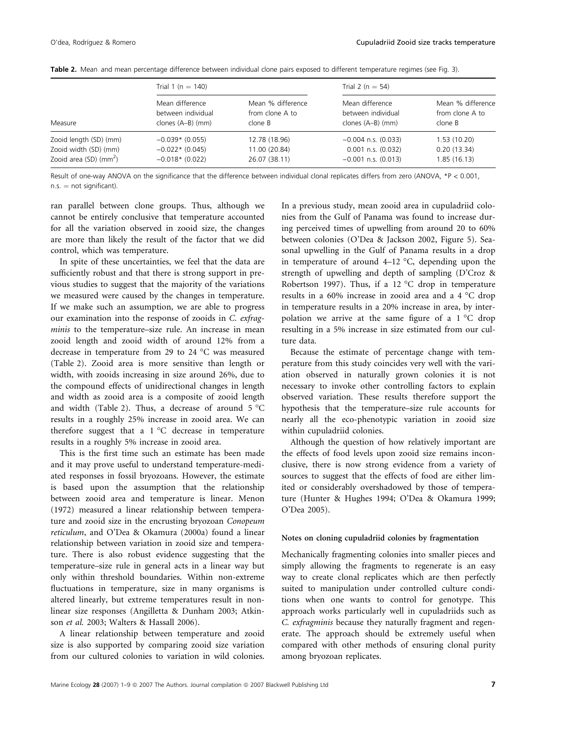**Table 2.** Mean and mean percentage difference between individual clone pairs exposed to different temperature regimes (see Fig. 3).

| Measure | Trial 1 (n = 140) | | Trial 2 (n = 54) | |
|---|---|---|---|---|
| | Mean difference between individual clones (A–B) (mm) | Mean % difference from clone A to clone B | Mean difference between individual clones (A–B) (mm) | Mean % difference from clone A to clone B |
| Zooid length (SD) (mm) | −0.039* (0.055) | 12.78 (18.96) | −0.004 n.s. (0.033) | 1.53 (10.20) |
| Zooid width (SD) (mm) | −0.022* (0.045) | 11.00 (20.84) | 0.001 n.s. (0.032) | 0.20 (13.34) |
| Zooid area (SD) ($mm^2$) | −0.018* (0.022) | 26.07 (38.11) | −0.001 n.s. (0.013) | 1.85 (16.13) |

Result of one-way ANOVA on the significance that the difference between individual clonal replicates differs from zero (ANOVA, *P < 0.001, n.s. = not significant).

ran parallel between clone groups. Thus, although we cannot be entirely conclusive that temperature accounted for all the variation observed in zooid size, the changes are more than likely the result of the factor that we did control, which was temperature.

In spite of these uncertainties, we feel that the data are sufficiently robust and that there is strong support in previous studies to suggest that the majority of the variations we measured were caused by the changes in temperature. If we make such an assumption, we are able to progress our examination into the response of zooids in *C. exfragminis* to the temperature–size rule. An increase in mean zooid length and zooid width of around 12% from a decrease in temperature from 29 to 24 °C was measured (Table 2). Zooid area is more sensitive than length or width, with zooids increasing in size around 26%, due to the compound effects of unidirectional changes in length and width as zooid area is a composite of zooid length and width (Table 2). Thus, a decrease of around 5 °C results in a roughly 25% increase in zooid area. We can therefore suggest that a 1 °C decrease in temperature results in a roughly 5% increase in zooid area.

This is the first time such an estimate has been made and it may prove useful to understand temperature-mediated responses in fossil bryozoans. However, the estimate is based upon the assumption that the relationship between zooid area and temperature is linear. Menon (1972) measured a linear relationship between temperature and zooid size in the encrusting bryozoan *Conopeum reticulum*, and O'Dea & Okamura (2000a) found a linear relationship between variation in zooid size and temperature. There is also robust evidence suggesting that the temperature–size rule in general acts in a linear way but only within threshold boundaries. Within non-extreme fluctuations in temperature, size in many organisms is altered linearly, but extreme temperatures result in non-linear size responses (Angilletta & Dunham 2003; Atkinson *et al.* 2003; Walters & Hassall 2006).

A linear relationship between temperature and zooid size is also supported by comparing zooid size variation from our cultured colonies to variation in wild colonies. In a previous study, mean zooid area in cupuladriid colonies from the Gulf of Panama was found to increase during perceived times of upwelling from around 20 to 60% between colonies (O'Dea & Jackson 2002, Figure 5). Seasonal upwelling in the Gulf of Panama results in a drop in temperature of around 4–12 °C, depending upon the strength of upwelling and depth of sampling (D'Croz & Robertson 1997). Thus, if a 12 °C drop in temperature results in a 60% increase in zooid area and a 4 °C drop in temperature results in a 20% increase in area, by interpolation we arrive at the same figure of a 1 °C drop resulting in a 5% increase in size estimated from our culture data.

Because the estimate of percentage change with temperature from this study coincides very well with the variation observed in naturally grown colonies it is not necessary to invoke other controlling factors to explain observed variation. These results therefore support the hypothesis that the temperature–size rule accounts for nearly all the eco-phenotypic variation in zooid size within cupuladriid colonies.

Although the question of how relatively important are the effects of food levels upon zooid size remains inconclusive, there is now strong evidence from a variety of sources to suggest that the effects of food are either limited or considerably overshadowed by those of temperature (Hunter & Hughes 1994; O'Dea & Okamura 1999; O'Dea 2005).

#### Notes on cloning cupuladriid colonies by fragmentation

Mechanically fragmenting colonies into smaller pieces and simply allowing the fragments to regenerate is an easy way to create clonal replicates which are then perfectly suited to manipulation under controlled culture conditions when one wants to control for genotype. This approach works particularly well in cupuladriids such as *C. exfragminis* because they naturally fragment and regenerate. The approach should be extremely useful when compared with other methods of ensuring clonal purity among bryozoan replicates.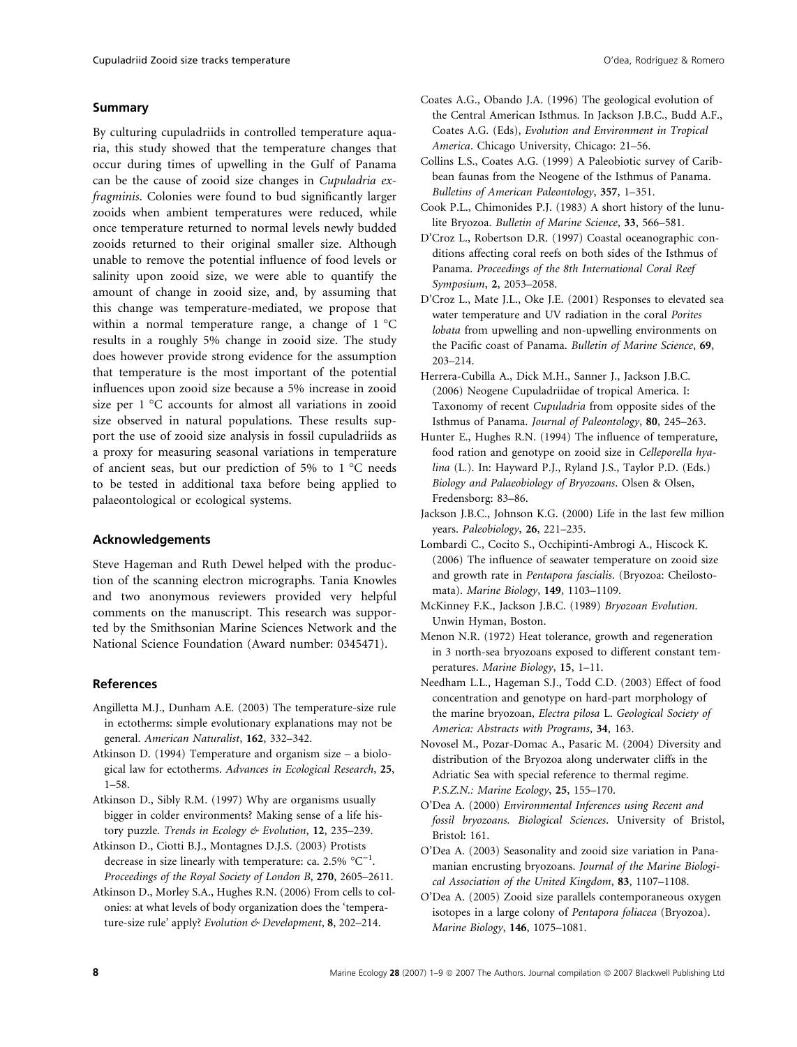## Summary

By culturing cupuladriids in controlled temperature aquaria, this study showed that the temperature changes that occur during times of upwelling in the Gulf of Panama can be the cause of zooid size changes in *Cupuladria exfragminis*. Colonies were found to bud significantly larger zooids when ambient temperatures were reduced, while once temperature returned to normal levels newly budded zooids returned to their original smaller size. Although unable to remove the potential influence of food levels or salinity upon zooid size, we were able to quantify the amount of change in zooid size, and, by assuming that this change was temperature-mediated, we propose that within a normal temperature range, a change of 1 °C results in a roughly 5% change in zooid size. The study does however provide strong evidence for the assumption that temperature is the most important of the potential influences upon zooid size because a 5% increase in zooid size per 1 °C accounts for almost all variations in zooid size observed in natural populations. These results support the use of zooid size analysis in fossil cupuladriids as a proxy for measuring seasonal variations in temperature of ancient seas, but our prediction of 5% to 1 °C needs to be tested in additional taxa before being applied to palaeontological or ecological systems.

## Acknowledgements

Steve Hageman and Ruth Dewel helped with the production of the scanning electron micrographs. Tania Knowles and two anonymous reviewers provided very helpful comments on the manuscript. This research was supported by the Smithsonian Marine Sciences Network and the National Science Foundation (Award number: 0345471).

## References

Angilletta M.J., Dunham A.E. (2003) The temperature-size rule in ectotherms: simple evolutionary explanations may not be general. *American Naturalist*, **162**, 332–342.

Atkinson D. (1994) Temperature and organism size – a biological law for ectotherms. *Advances in Ecological Research*, **25**, 1–58.

Atkinson D., Sibly R.M. (1997) Why are organisms usually bigger in colder environments? Making sense of a life history puzzle. *Trends in Ecology & Evolution*, **12**, 235–239.

Atkinson D., Ciotti B.J., Montagnes D.J.S. (2003) Protists decrease in size linearly with temperature: ca. 2.5% $^{\circ}C^{-1}$. *Proceedings of the Royal Society of London B*, **270**, 2605–2611.

Atkinson D., Morley S.A., Hughes R.N. (2006) From cells to colonies: at what levels of body organization does the 'temperature-size rule' apply? *Evolution & Development*, **8**, 202–214.

Coates A.G., Obando J.A. (1996) The geological evolution of the Central American Isthmus. In Jackson J.B.C., Budd A.F., Coates A.G. (Eds), *Evolution and Environment in Tropical America*. Chicago University, Chicago: 21–56.

Collins L.S., Coates A.G. (1999) A Paleobiotic survey of Caribbean faunas from the Neogene of the Isthmus of Panama. *Bulletins of American Paleontology*, **357**, 1–351.

Cook P.L., Chimonides P.J. (1983) A short history of the lunulite Bryozoa. *Bulletin of Marine Science*, **33**, 566–581.

D'Croz L., Robertson D.R. (1997) Coastal oceanographic conditions affecting coral reefs on both sides of the Isthmus of Panama. *Proceedings of the 8th International Coral Reef Symposium*, **2**, 2053–2058.

D'Croz L., Mate J.L., Oke J.E. (2001) Responses to elevated sea water temperature and UV radiation in the coral *Porites lobata* from upwelling and non-upwelling environments on the Pacific coast of Panama. *Bulletin of Marine Science*, **69**, 203–214.

Herrera-Cubilla A., Dick M.H., Sanner J., Jackson J.B.C. (2006) Neogene Cupuladriidae of tropical America. I: Taxonomy of recent *Cupuladria* from opposite sides of the Isthmus of Panama. *Journal of Paleontology*, **80**, 245–263.

Hunter E., Hughes R.N. (1994) The influence of temperature, food ration and genotype on zooid size in *Celleporella hyalina* (L.). In: Hayward P.J., Ryland J.S., Taylor P.D. (Eds.) *Biology and Palaeobiology of Bryozoans*. Olsen & Olsen, Fredensborg: 83–86.

Jackson J.B.C., Johnson K.G. (2000) Life in the last few million years. *Paleobiology*, **26**, 221–235.

Lombardi C., Cocito S., Occhipinti-Ambrogi A., Hiscock K. (2006) The influence of seawater temperature on zooid size and growth rate in *Pentapora fascialis*. (Bryozoa: Cheilostomata). *Marine Biology*, **149**, 1103–1109.

McKinney F.K., Jackson J.B.C. (1989) *Bryozoan Evolution*. Unwin Hyman, Boston.

Menon N.R. (1972) Heat tolerance, growth and regeneration in 3 north-sea bryozoans exposed to different constant temperatures. *Marine Biology*, **15**, 1–11.

Needham L.L., Hageman S.J., Todd C.D. (2003) Effect of food concentration and genotype on hard-part morphology of the marine bryozoan, *Electra pilosa* L. *Geological Society of America: Abstracts with Programs*, **34**, 163.

Novosel M., Pozar-Domac A., Pasaric M. (2004) Diversity and distribution of the Bryozoa along underwater cliffs in the Adriatic Sea with special reference to thermal regime. *P.S.Z.N.: Marine Ecology*, **25**, 155–170.

O'Dea A. (2000) *Environmental Inferences using Recent and fossil bryozoans. Biological Sciences*. University of Bristol, Bristol: 161.

O'Dea A. (2003) Seasonality and zooid size variation in Panamanian encrusting bryozoans. *Journal of the Marine Biological Association of the United Kingdom*, **83**, 1107–1108.

O'Dea A. (2005) Zooid size parallels contemporaneous oxygen isotopes in a large colony of *Pentapora foliacea* (Bryozoa). *Marine Biology*, **146**, 1075–1081.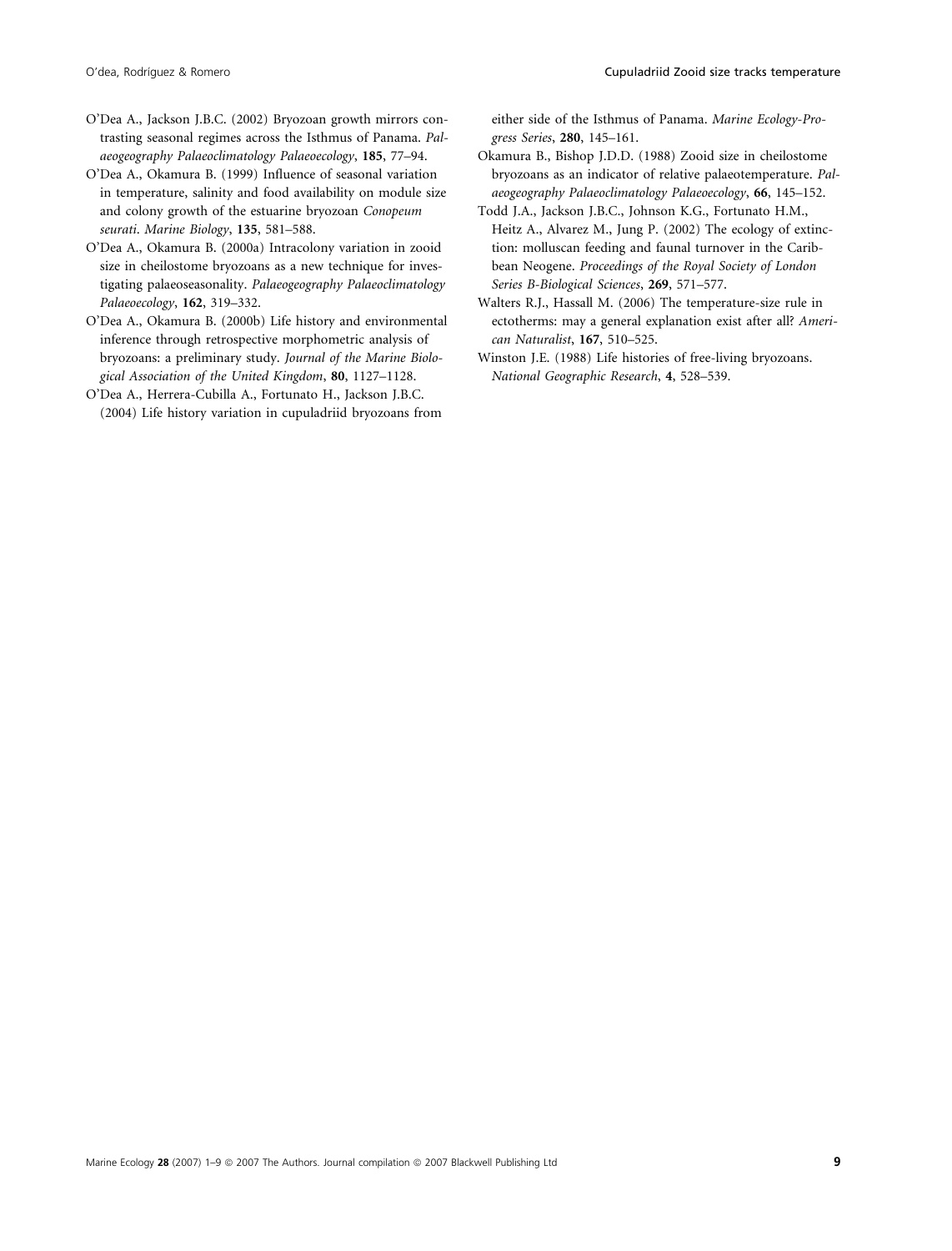O'Dea A., Jackson J.B.C. (2002) Bryozoan growth mirrors contrasting seasonal regimes across the Isthmus of Panama. *Palaeogeography Palaeoclimatology Palaeoecology*, **185**, 77–94.

O'Dea A., Okamura B. (1999) Influence of seasonal variation in temperature, salinity and food availability on module size and colony growth of the estuarine bryozoan *Conopeum seurati*. *Marine Biology*, **135**, 581–588.

O'Dea A., Okamura B. (2000a) Intracolony variation in zooid size in cheilostome bryozoans as a new technique for investigating palaeoseasonality. *Palaeogeography Palaeoclimatology Palaeoecology*, **162**, 319–332.

O'Dea A., Okamura B. (2000b) Life history and environmental inference through retrospective morphometric analysis of bryozoans: a preliminary study. *Journal of the Marine Biological Association of the United Kingdom*, **80**, 1127–1128.

O'Dea A., Herrera-Cubilla A., Fortunato H., Jackson J.B.C. (2004) Life history variation in cupuladriid bryozoans from either side of the Isthmus of Panama. *Marine Ecology-Progress Series*, **280**, 145–161.

Okamura B., Bishop J.D.D. (1988) Zooid size in cheilostome bryozoans as an indicator of relative palaeotemperature. *Palaeogeography Palaeoclimatology Palaeoecology*, **66**, 145–152.

Todd J.A., Jackson J.B.C., Johnson K.G., Fortunato H.M., Heitz A., Alvarez M., Jung P. (2002) The ecology of extinction: molluscan feeding and faunal turnover in the Caribbean Neogene. *Proceedings of the Royal Society of London Series B-Biological Sciences*, **269**, 571–577.

Walters R.J., Hassall M. (2006) The temperature-size rule in ectotherms: may a general explanation exist after all? *American Naturalist*, **167**, 510–525.

Winston J.E. (1988) Life histories of free-living bryozoans. *National Geographic Research*, **4**, 528–539.